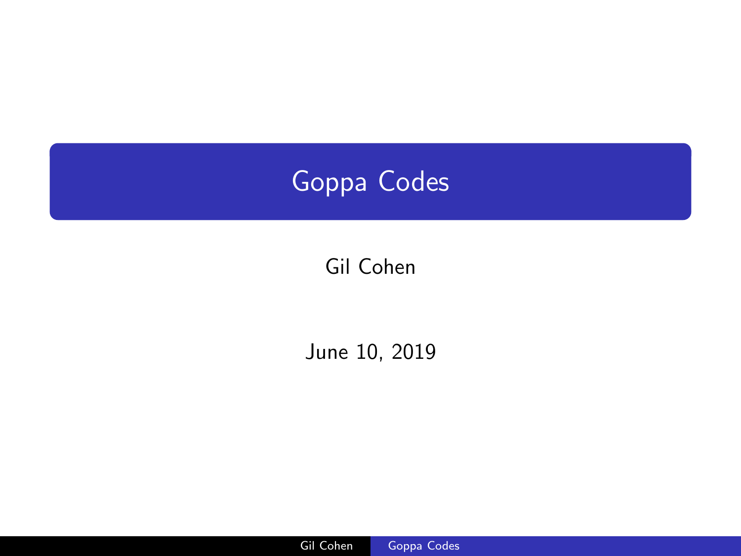# Goppa Codes

Gil Cohen

June 10, 2019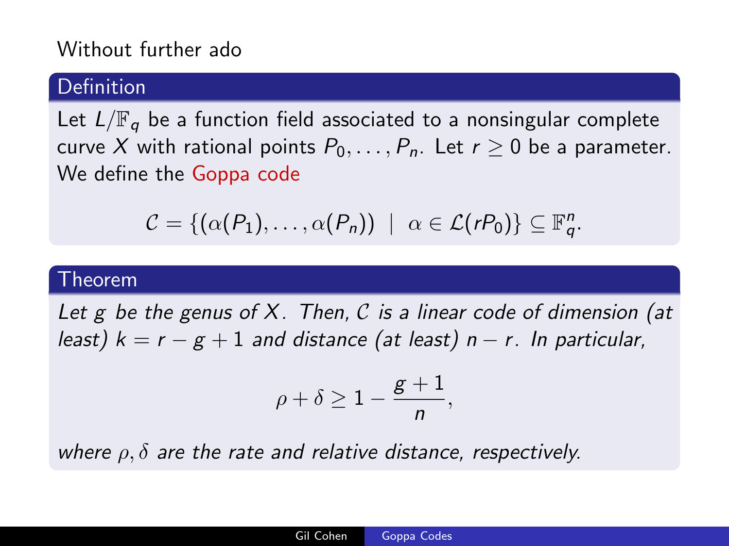Without further ado

**Definition**

Let $L/\mathbb{F}_q$ be a function field associated to a nonsingular complete curve $X$ with rational points $P_0, \ldots, P_n$. Let $r \geq 0$ be a parameter. We define the Goppa code

$$\mathcal{C} = \{(\alpha(P_1), \ldots, \alpha(P_n)) \mid \alpha \in \mathcal{L}(rP_0)\} \subseteq \mathbb{F}_q^n.$$

**Theorem**

*Let $g$ be the genus of $X$. Then, $\mathcal{C}$ is a linear code of dimension (at least) $k = r - g + 1$ and distance (at least) $n - r$. In particular,*

$$\rho + \delta \geq 1 - \frac{g+1}{n},$$

*where $\rho, \delta$ are the rate and relative distance, respectively.*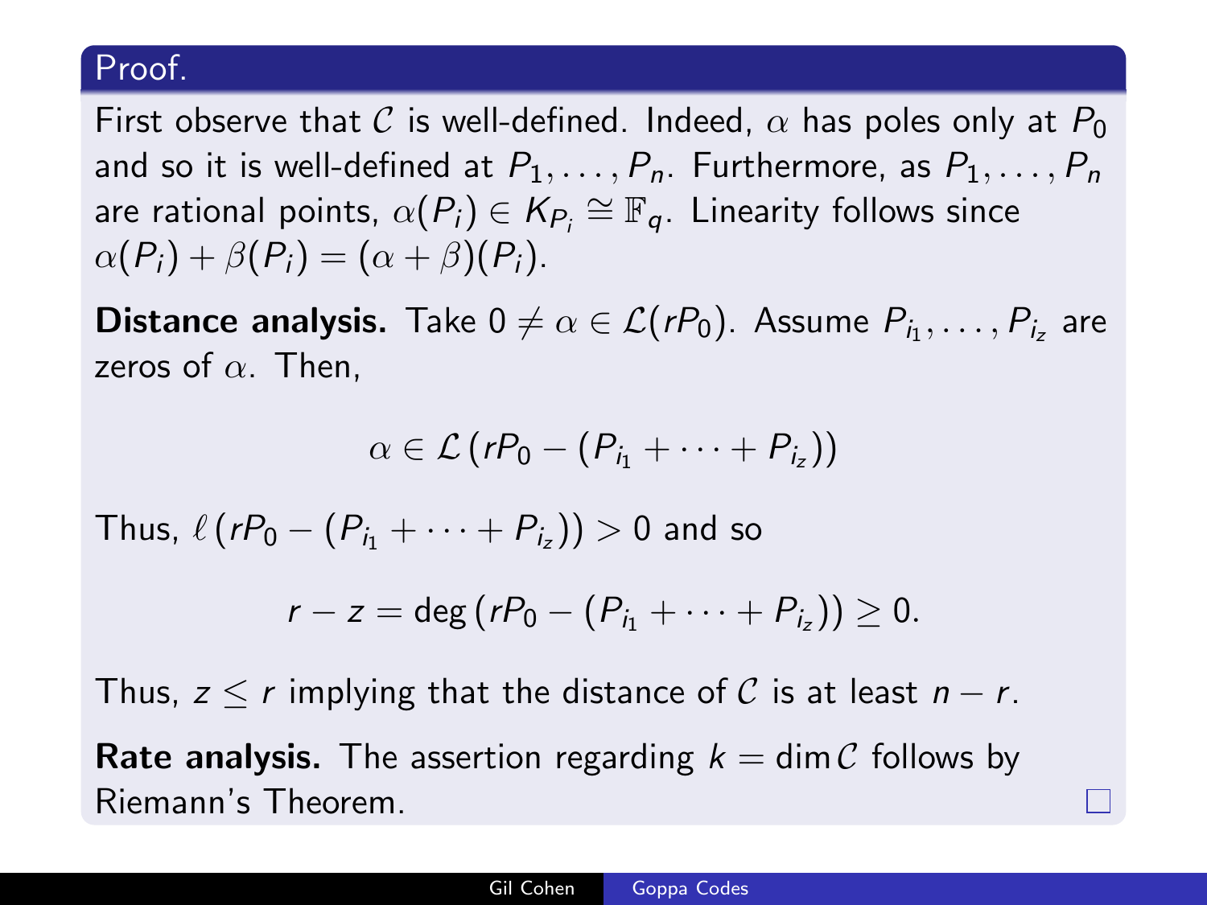**Proof.**

First observe that $\mathcal{C}$ is well-defined. Indeed, $\alpha$ has poles only at $P_0$ and so it is well-defined at $P_1, \ldots, P_n$. Furthermore, as $P_1, \ldots, P_n$ are rational points, $\alpha(P_i) \in K_{P_i} \cong \mathbb{F}_q$. Linearity follows since $\alpha(P_i) + \beta(P_i) = (\alpha + \beta)(P_i)$.

**Distance analysis.** Take $0 \neq \alpha \in \mathcal{L}(rP_0)$. Assume $P_{i_1}, \ldots, P_{i_z}$ are zeros of $\alpha$. Then,

$$\alpha \in \mathcal{L}\left(rP_0 - (P_{i_1} + \cdots + P_{i_z})\right)$$

Thus, $\ell\left(rP_0 - (P_{i_1} + \cdots + P_{i_z})\right) > 0$ and so

$$r - z = \deg\left(rP_0 - (P_{i_1} + \cdots + P_{i_z})\right) \geq 0.$$

Thus, $z \leq r$ implying that the distance of $\mathcal{C}$ is at least $n - r$.

**Rate analysis.** The assertion regarding $k = \dim \mathcal{C}$ follows by Riemann's Theorem. □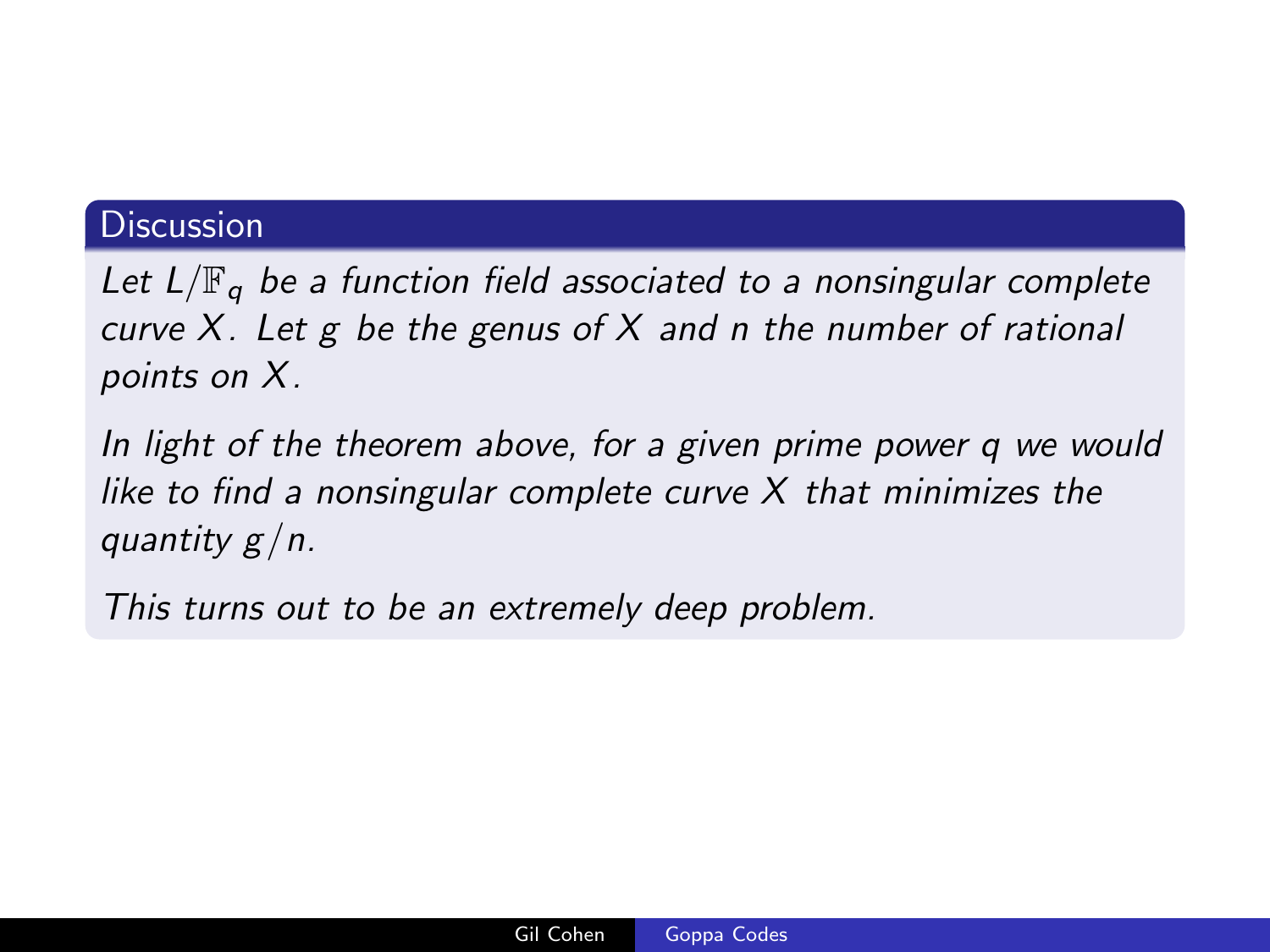### Discussion

*Let $L/\mathbb{F}_q$ be a function field associated to a nonsingular complete curve $X$. Let $g$ be the genus of $X$ and $n$ the number of rational points on $X$.*

*In light of the theorem above, for a given prime power $q$ we would like to find a nonsingular complete curve $X$ that minimizes the quantity $g/n$.*

*This turns out to be an extremely deep problem.*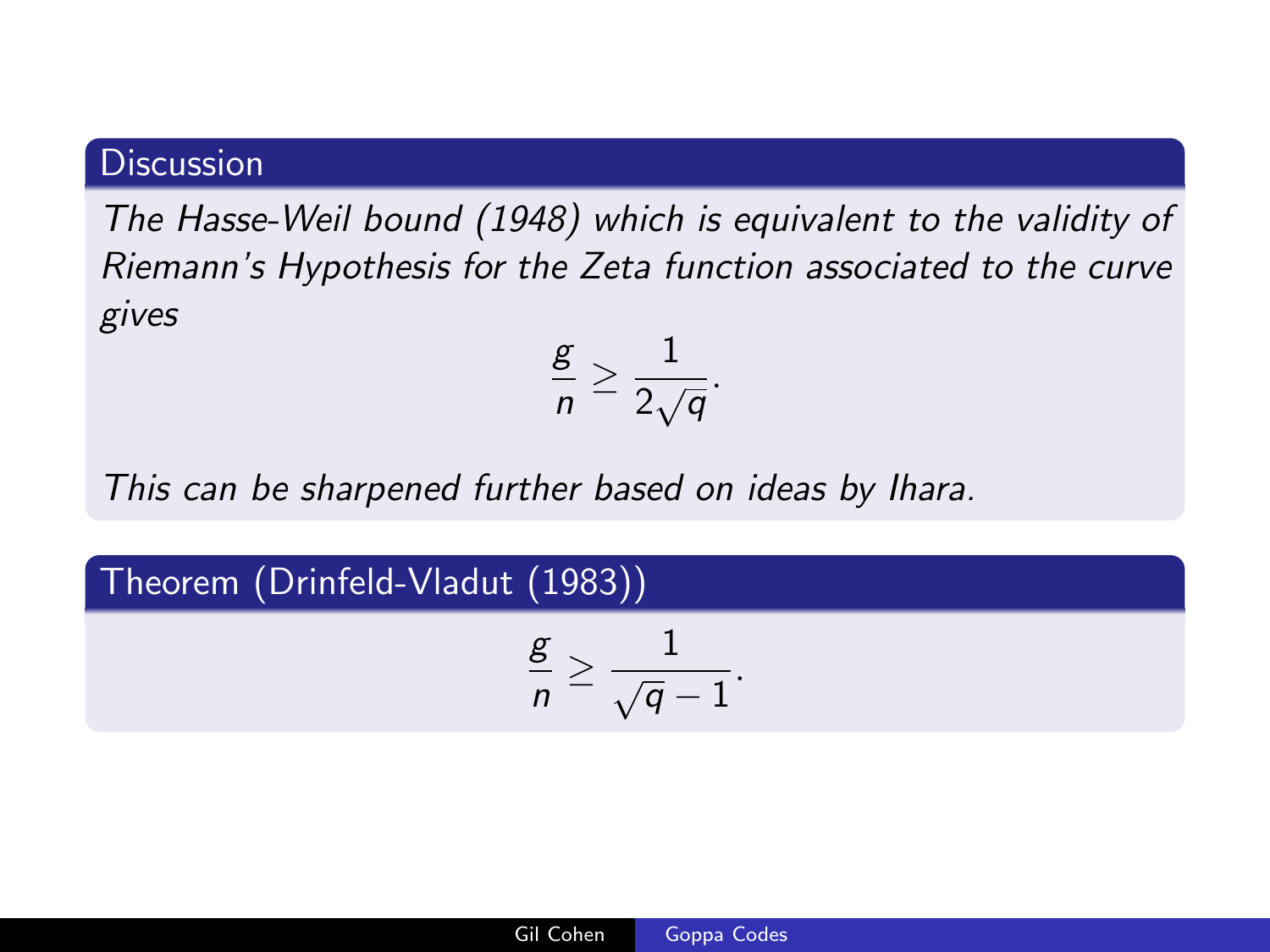### Discussion

*The Hasse-Weil bound (1948) which is equivalent to the validity of Riemann's Hypothesis for the Zeta function associated to the curve gives*

$$\frac{g}{n} \geq \frac{1}{2\sqrt{q}}.$$

*This can be sharpened further based on ideas by Ihara.*

### Theorem (Drinfeld-Vladut (1983))

$$\frac{g}{n} \geq \frac{1}{\sqrt{q}-1}.$$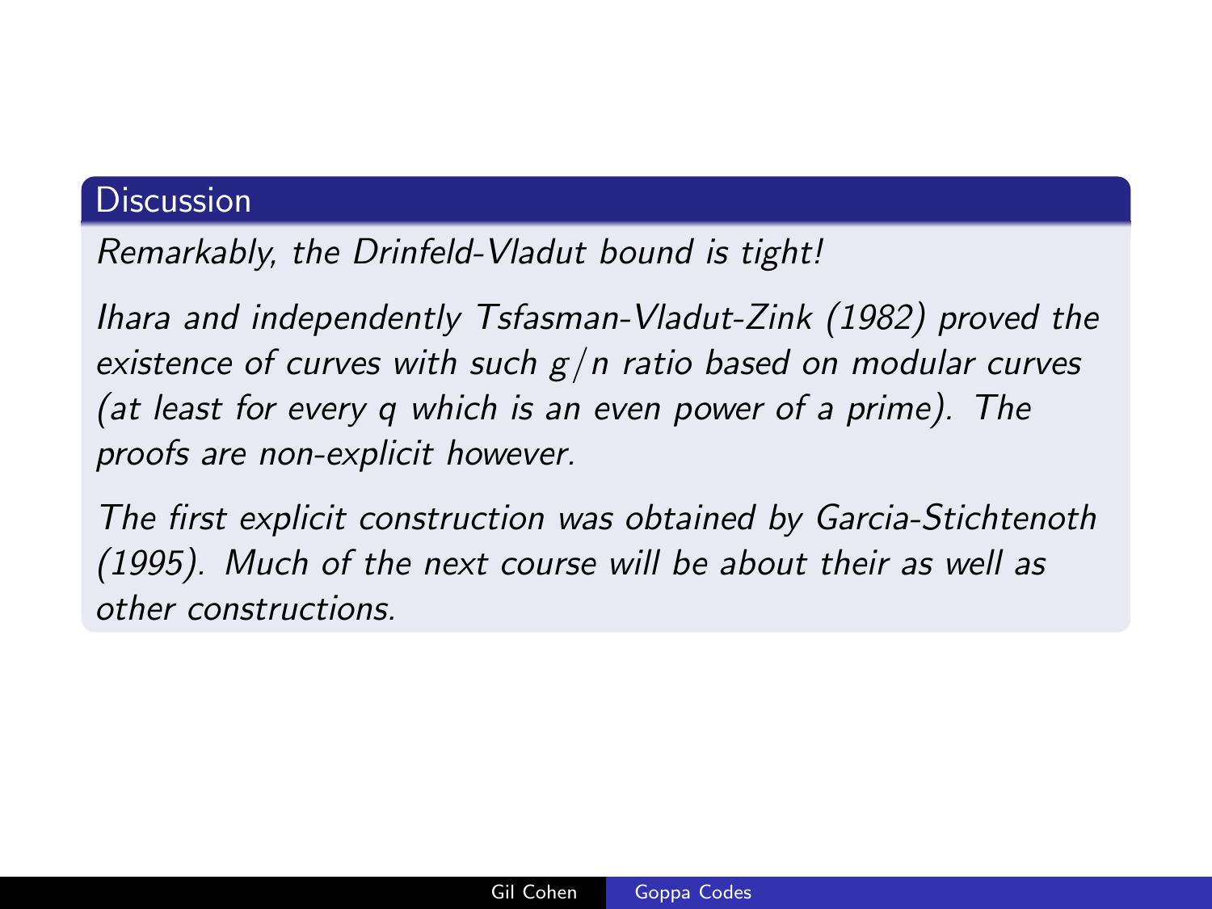### Discussion

*Remarkably, the Drinfeld-Vladut bound is tight!*

*Ihara and independently Tsfasman-Vladut-Zink (1982) proved the existence of curves with such $g/n$ ratio based on modular curves (at least for every $q$ which is an even power of a prime). The proofs are non-explicit however.*

*The first explicit construction was obtained by Garcia-Stichtenoth (1995). Much of the next course will be about their as well as other constructions.*